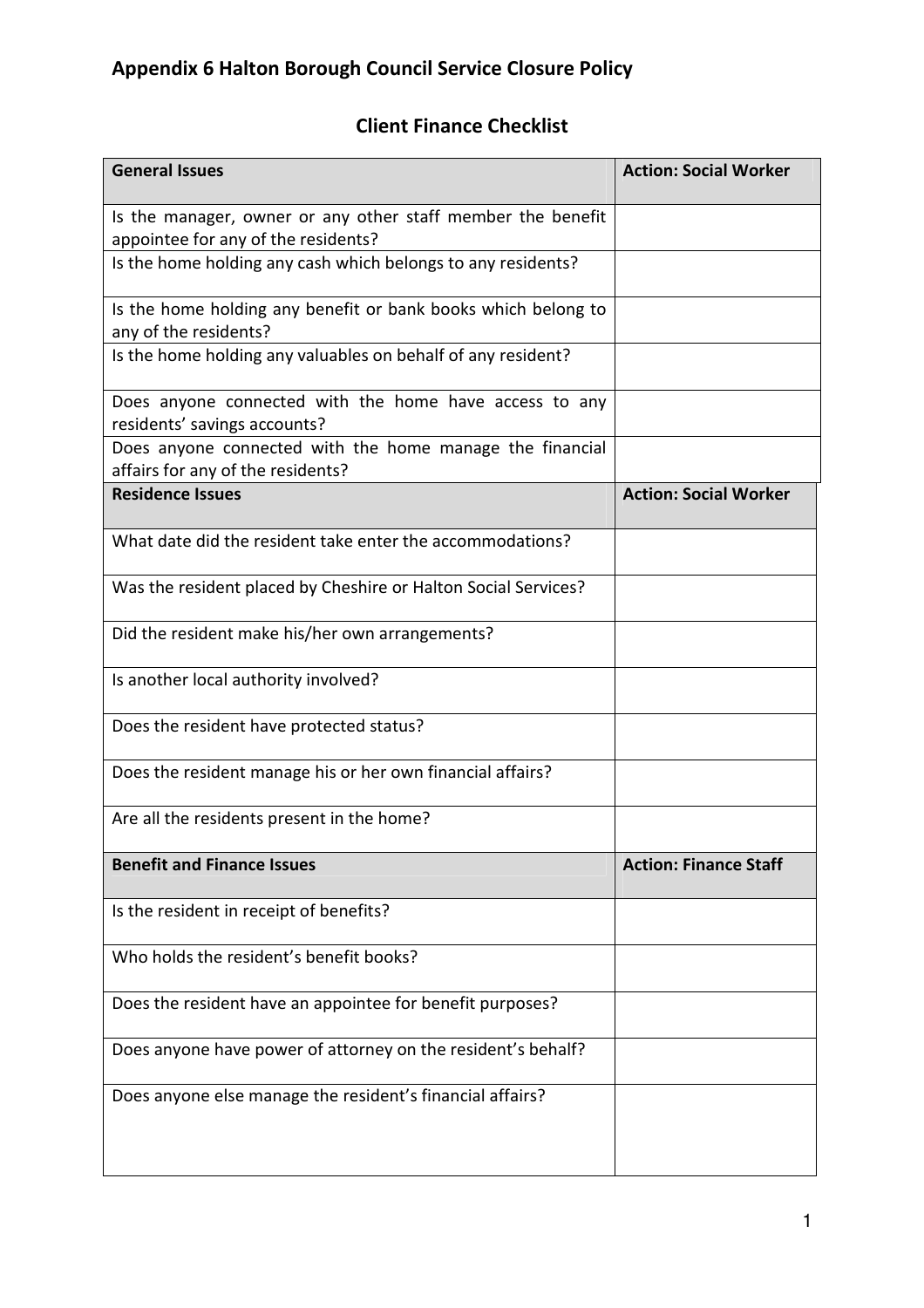## Appendix 6 Halton Borough Council Service Closure Policy

### Client Finance Checklist

| **General Issues** | **Action: Social Worker** |
|---|---|
| Is the manager, owner or any other staff member the benefit appointee for any of the residents? | |
| Is the home holding any cash which belongs to any residents? | |
| Is the home holding any benefit or bank books which belong to any of the residents? | |
| Is the home holding any valuables on behalf of any resident? | |
| Does anyone connected with the home have access to any residents' savings accounts? | |
| Does anyone connected with the home manage the financial affairs for any of the residents? | |
| **Residence Issues** | **Action: Social Worker** |
| What date did the resident take enter the accommodations? | |
| Was the resident placed by Cheshire or Halton Social Services? | |
| Did the resident make his/her own arrangements? | |
| Is another local authority involved? | |
| Does the resident have protected status? | |
| Does the resident manage his or her own financial affairs? | |
| Are all the residents present in the home? | |
| **Benefit and Finance Issues** | **Action: Finance Staff** |
| Is the resident in receipt of benefits? | |
| Who holds the resident's benefit books? | |
| Does the resident have an appointee for benefit purposes? | |
| Does anyone have power of attorney on the resident's behalf? | |
| Does anyone else manage the resident's financial affairs? | |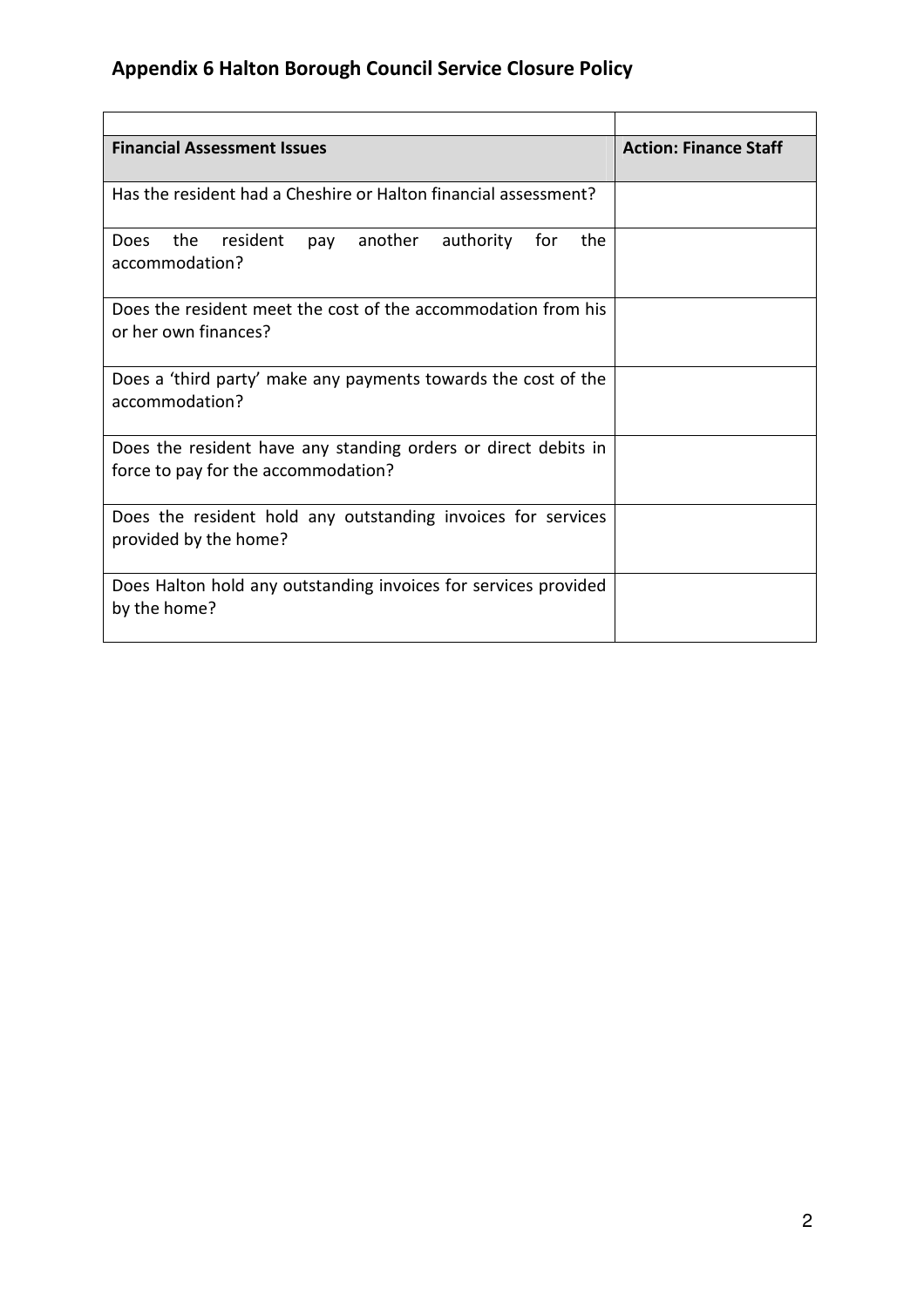## Appendix 6 Halton Borough Council Service Closure Policy

| | |
|---|---|
| **Financial Assessment Issues** | **Action: Finance Staff** |
| Has the resident had a Cheshire or Halton financial assessment? | |
| Does the resident pay another authority for the accommodation? | |
| Does the resident meet the cost of the accommodation from his or her own finances? | |
| Does a 'third party' make any payments towards the cost of the accommodation? | |
| Does the resident have any standing orders or direct debits in force to pay for the accommodation? | |
| Does the resident hold any outstanding invoices for services provided by the home? | |
| Does Halton hold any outstanding invoices for services provided by the home? | |